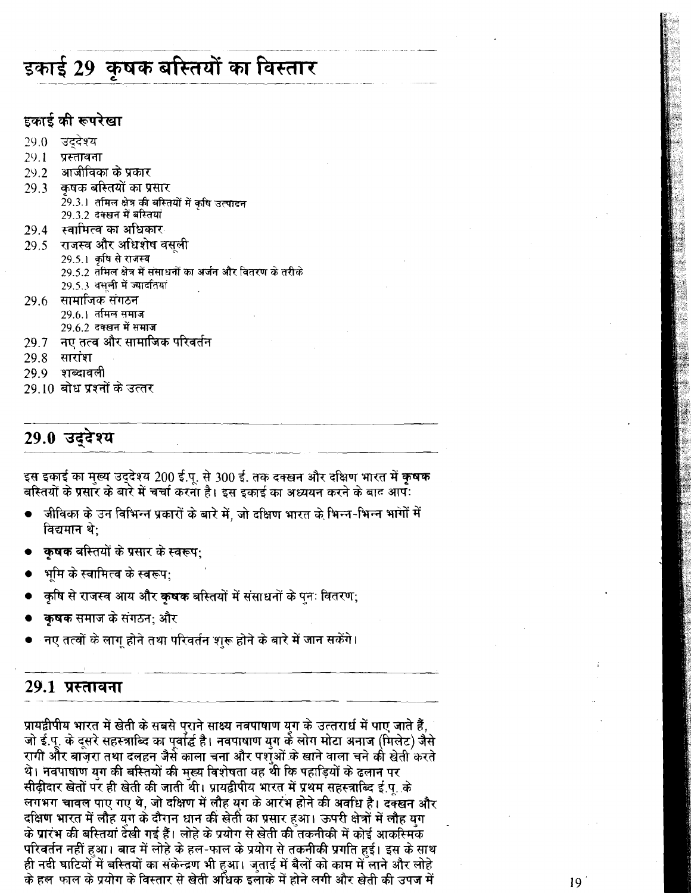# इकाई 29 कृषक बस्तियों का विस्तार

## इकाई की रूपरेखा

29.0 उद्देश्य
29.1 प्रस्तावना
29.2 आजीविका के प्रकार
29.3 कृषक बस्तियों का प्रसार
  29.3.1 तमिल क्षेत्र की बस्तियों में कृषि उत्पादन
  29.3.2 दक्खन में बस्तियां
29.4 स्वामित्व का अधिकार
29.5 राजस्व और अधिशेष वसूली
  29.5.1 कृषि से राजस्व
  29.5.2 तमिल क्षेत्र में संसाधनों का अर्जन और वितरण के तरीके
  29.5.3 वसूली में ज्यादतियां
29.6 सामाजिक संगठन
  29.6.1 तमिल समाज
  29.6.2 दक्खन में समाज
29.7 नए तत्व और सामाजिक परिवर्तन
29.8 सारांश
29.9 शब्दावली
29.10 बोध प्रश्नों के उत्तर

## 29.0 उद्देश्य

इस इकाई का मुख्य उद्देश्य 200 ई.पू. से 300 ई. तक दक्खन और दक्षिण भारत में **कृषक** बस्तियों के प्रसार के बारे में चर्चा करना है। इस इकाई का अध्ययन करने के बाद आप:

- जीविका के उन विभिन्न प्रकारों के बारे में, जो दक्षिण भारत के भिन्न-भिन्न भागों में विद्यमान थे;
- **कृषक** बस्तियों के प्रसार के स्वरूप;
- भूमि के स्वामित्व के स्वरूप;
- कृषि से राजस्व आय और **कृषक** बस्तियों में संसाधनों के पुनः वितरण;
- **कृषक** समाज के संगठन; और
- नए तत्वों के लागू होने तथा परिवर्तन शुरू होने के बारे में जान सकेंगे।

## 29.1 प्रस्तावना

प्रायद्वीपीय भारत में खेती के सबसे पुराने साक्ष्य नवपाषाण युग के उत्तरार्ध में पाए जाते हैं, जो ई.पू. के दूसरे सहस्त्राब्दि का पूर्वार्द्ध है। नवपाषाण युग के लोग मोटा अनाज (मिलेट) जैसे रागी और बाजरा तथा दलहन जैसे काला चना और पशुओं के खाने वाला चने की खेती करते थे। नवपाषाण युग की बस्तियों की मुख्य विशेषता यह थी कि पहाड़ियों के ढलान पर सीढ़ीदार खेतों पर ही खेती की जाती थी। प्रायद्वीपीय भारत में प्रथम सहस्त्राब्दि ई.पू. के लगभग चावल पाए गए थे, जो दक्षिण में लौह युग के आरंभ होने की अवधि है। दक्खन और दक्षिण भारत में लौह युग के दौरान धान की खेती का प्रसार हुआ। ऊपरी क्षेत्रों में लौह युग के प्रारंभ की बस्तियां देखी गई हैं। लोहे के प्रयोग से खेती की तकनीकी में कोई आकस्मिक परिवर्तन नहीं हुआ। बाद में लोहे के हल-फाल के प्रयोग से तकनीकी प्रगति हुई। इस के साथ ही नदी घाटियों में बस्तियों का संकेन्द्रण भी हुआ। जुताई में बैलों को काम में लाने और लोहे के हल फाल के प्रयोग के विस्तार से खेती अधिक इलाके में होने लगी और खेती की उपज में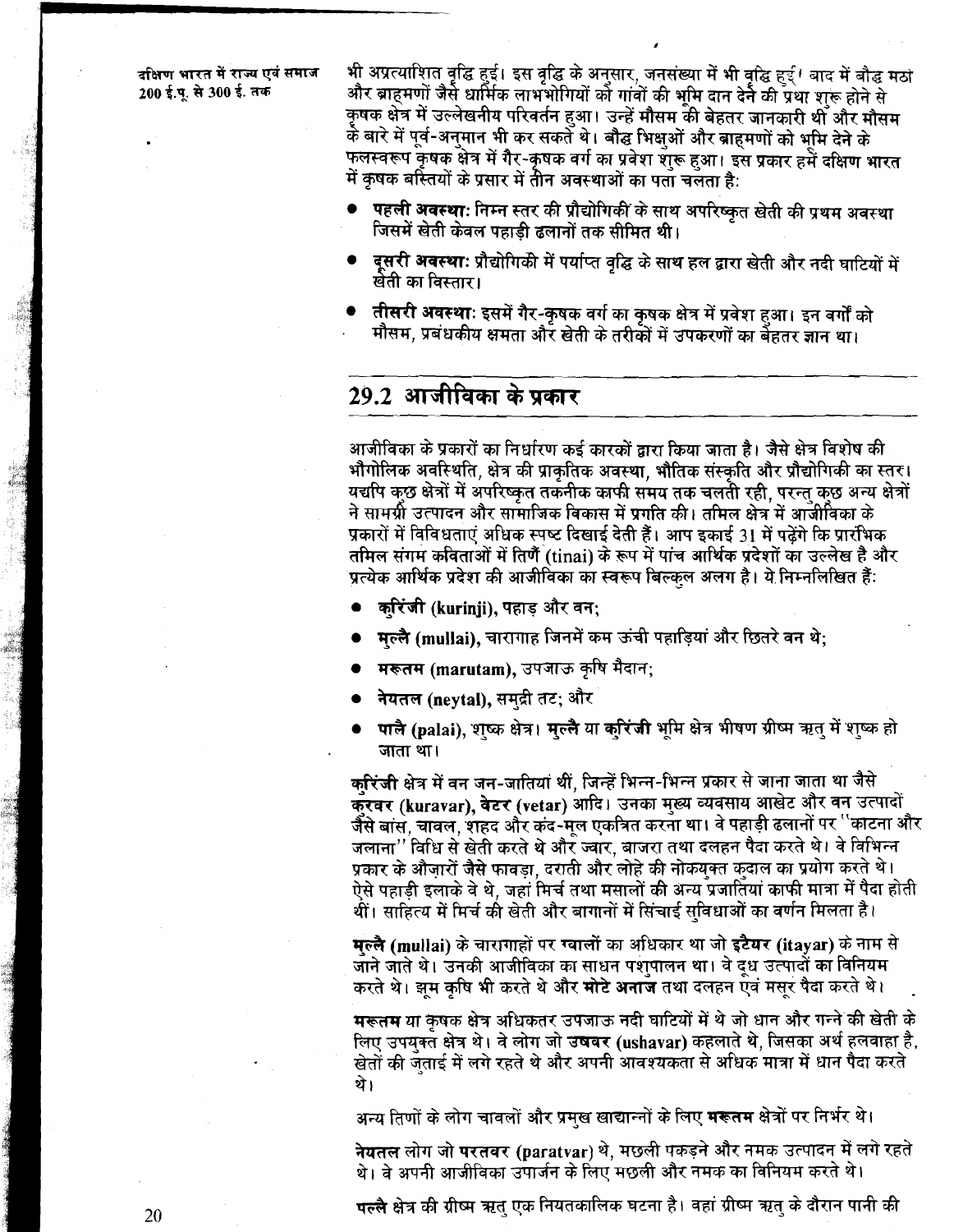भी अप्रत्याशित वृद्धि हुई। इस वृद्धि के अनुसार, जनसंख्या में भी वृद्धि हुई। बाद में बौद्ध मठों और ब्राहमणों जैसे धार्मिक लाभभोगियों को गांवों की भूमि दान देने की प्रथा शुरू होने से कृषक क्षेत्र में उल्लेखनीय परिवर्तन हुआ। उन्हें मौसम की बेहतर जानकारी थी और मौसम के बारे में पूर्व-अनुमान भी कर सकते थे। बौद्ध भिक्षुओं और ब्राहमणों को भूमि देने के फलस्वरूप कृषक क्षेत्र में गैर-कृषक वर्ग का प्रवेश शुरू हुआ। इस प्रकार हमें दक्षिण भारत में कृषक बस्तियों के प्रसार में तीन अवस्थाओं का पता चलता है:

- **पहली अवस्था:** निम्न स्तर की प्रौद्योगिकी के साथ अपरिष्कृत खेती की प्रथम अवस्था जिसमें खेती केवल पहाड़ी ढलानों तक सीमित थी।
- **दूसरी अवस्था:** प्रौद्योगिकी में पर्याप्त वृद्धि के साथ हल द्वारा खेती और नदी घाटियों में खेती का विस्तार।
- **तीसरी अवस्था:** इसमें गैर-कृषक वर्ग का कृषक क्षेत्र में प्रवेश हुआ। इन वर्गों को मौसम, प्रबंधकीय क्षमता और खेती के तरीकों में उपकरणों का बेहतर ज्ञान था।

## 29.2 आजीविका के प्रकार

आजीविका के प्रकारों का निर्धारण कई कारकों द्वारा किया जाता है। जैसे क्षेत्र विशेष की भौगोलिक अवस्थिति, क्षेत्र की प्राकृतिक अवस्था, भौतिक संस्कृति और प्रौद्योगिकी का स्तर। यद्यपि कुछ क्षेत्रों में अपरिष्कृत तकनीक काफी समय तक चलती रही, परन्तु कुछ अन्य क्षेत्रों ने सामग्री उत्पादन और सामाजिक विकास में प्रगति की। तमिल क्षेत्र में आजीविका के प्रकारों में विविधताएं अधिक स्पष्ट दिखाई देती हैं। आप इकाई 31 में पढ़ेंगे कि प्रारंभिक तमिल संगम कविताओं में तिणै (tinai) के रूप में पांच आर्थिक प्रदेशों का उल्लेख है और प्रत्येक आर्थिक प्रदेश की आजीविका का स्वरूप बिल्कुल अलग है। ये निम्नलिखित हैं:

- **कुरिंजी (kurinji), पहाड़ और वन;**
- **मुल्लै (mullai),** चारागाह जिनमें कम ऊंची पहाड़ियां और छितरे **वन** थे;
- **मरूतम (marutam),** उपजाऊ कृषि मैदान;
- **नेयतल (neytal),** समुद्री तट; और
- **पालै (palai),** शुष्क क्षेत्र। **मुल्लै** या **कुरिंजी** भूमि क्षेत्र भीषण ग्रीष्म ऋतु में शुष्क हो जाता था।

**कुरिंजी** क्षेत्र में वन जन-जातियां थीं, जिन्हें भिन्न-भिन्न प्रकार से जाना जाता था जैसे **कुरवर (kuravar), वेटर (vetar)** आदि। उनका मुख्य व्यवसाय आखेट और **वन** उत्पादों जैसे बांस, चावल, शहद और कंद-मूल एकत्रित करना था। वे पहाड़ी ढलानों पर "काटना और जलाना" विधि से खेती करते थे और ज्वार, बाजरा तथा दलहन पैदा करते थे। वे विभिन्न प्रकार के औज़ारों जैसे फावड़ा, दराती और लोहे की नोकयुक्त कुदाल का प्रयोग करते थे। ऐसे पहाड़ी इलाके वे थे, जहां मिर्च तथा मसालों की अन्य प्रजातियां काफी मात्रा में पैदा होती थीं। साहित्य में मिर्च की खेती और बागानों में सिंचाई सुविधाओं का वर्णन मिलता है।

**मुल्लै (mullai)** के चारागाहों पर **ग्वालों** का अधिकार था जो **इटैयर (itayar)** के नाम से जाने जाते थे। उनकी आजीविका का साधन पशुपालन था। वे दूध उत्पादों का विनिमय करते थे। झूम कृषि भी करते थे और **मोटे अनाज** तथा दलहन एवं मसूर पैदा करते थे।

**मरूतम** या कृषक क्षेत्र अधिकतर उपजाऊ नदी घाटियों में थे जो धान और गन्ने की खेती के लिए उपयुक्त क्षेत्र थे। वे लोग जो **उषवर (ushavar)** कहलाते थे, जिसका अर्थ हलवाहा है, खेतों की जुताई में लगे रहते थे और अपनी आवश्यकता से अधिक मात्रा में धान पैदा करते थे।

अन्य तिणों के लोग चावलों और प्रमुख खाद्यान्नों के लिए **मरूतम** क्षेत्रों पर निर्भर थे।

**नेयतल** लोग जो **परतवर (paratvar)** थे, मछली पकड़ने और नमक उत्पादन में लगे रहते थे। वे अपनी आजीविका उपार्जन के लिए मछली और नमक का विनिमय करते थे।

**पल्लै** क्षेत्र की ग्रीष्म ऋतु एक नियतकालिक घटना है। वहां ग्रीष्म ऋतु के दौरान पानी की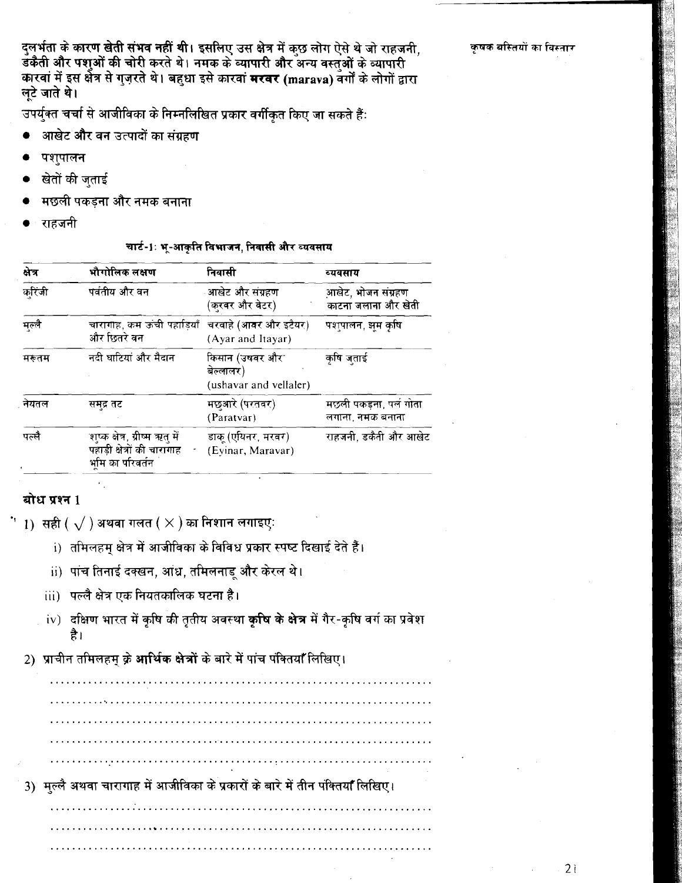दुलर्भता के कारण **खेती संभव नहीं थी**। इसलिए उस क्षेत्र में कुछ लोग ऐसे थे जो राहजनी, डकैती और पशुओं की चोरी करते थे। नमक के व्यापारी और अन्य वस्तुओं के व्यापारी कारवां में इस क्षेत्र से गुज़रते थे। बहुधा इसे कारवां **मरवर (marava)** वर्गों के लोगों द्वारा लूटे जाते थे।

उपर्युक्त चर्चा से आजीविका के निम्नलिखित प्रकार वर्गीकृत किए जा सकते हैं:

- आखेट और वन उत्पादों का संग्रहण
- पशुपालन
- खेतों की जुताई
- मछली पकड़ना और नमक बनाना
- राहजनी

**चार्ट-1: भू-आकृति विभाजन, निवासी और व्यवसाय**

| क्षेत्र | भौगोलिक लक्षण | निवासी | व्यवसाय |
|---|---|---|---|
| कुरिंजी | पर्वतीय और वन | आखेट और संग्रहण (कुरवर और वेटर) | आखेट, भोजन संग्रहण काटना जलाना और खेती |
| मुल्लै | चारागाह, कम ऊंची पहाड़ियाँ और छितरे वन | चरवाहे (आयर और इटैयर) (Ayar and Itayar) | पशुपालन, झूम कृषि |
| मरुतम | नदी घाटियां और मैदान | किसान (उषवर और वेल्लालर) (ushavar and vellaler) | कृषि जुताई |
| नेयतल | समुद्र तट | मछुआरे (परतवर) (Paratvar) | मछली पकड़ना, पर्ल गोता लगाना, नमक बनाना |
| पल्लै | शुष्क क्षेत्र, ग्रीष्म ऋतु में पहाड़ी क्षेत्रों की चारागाह भूमि का परिवर्तन | डाकू (एयिनर, मरवर) (Eyinar, Maravar) | राहजनी, डकैती और आखेट |

### बोध प्रश्न 1

1) सही ( $\surd$ ) अथवा गलत ( $\times$ ) का निशान लगाइए:

   i) तमिलहम् क्षेत्र में आजीविका के विविध प्रकार स्पष्ट दिखाई देते हैं।

   ii) पांच तिनाई दक्खन, आंध्र, तमिलनाडू और केरल थे।

   iii) पल्लै क्षेत्र एक नियतकालिक घटना है।

   iv) दक्षिण भारत में कृषि की तृतीय अवस्था **कृषि के क्षेत्र** में गैर-कृषि वर्ग का प्रवेश है।

2) प्राचीन तमिलहम् के **आर्थिक क्षेत्रों** के बारे में पांच पंक्तियाँ लिखिए।

..............................................................................
..............................................................................
..............................................................................
..............................................................................
..............................................................................

3) मुल्लै अथवा चारागाह में आजीविका के प्रकारों के बारे में तीन पंक्तियाँ लिखिए।

..............................................................................
..............................................................................
..............................................................................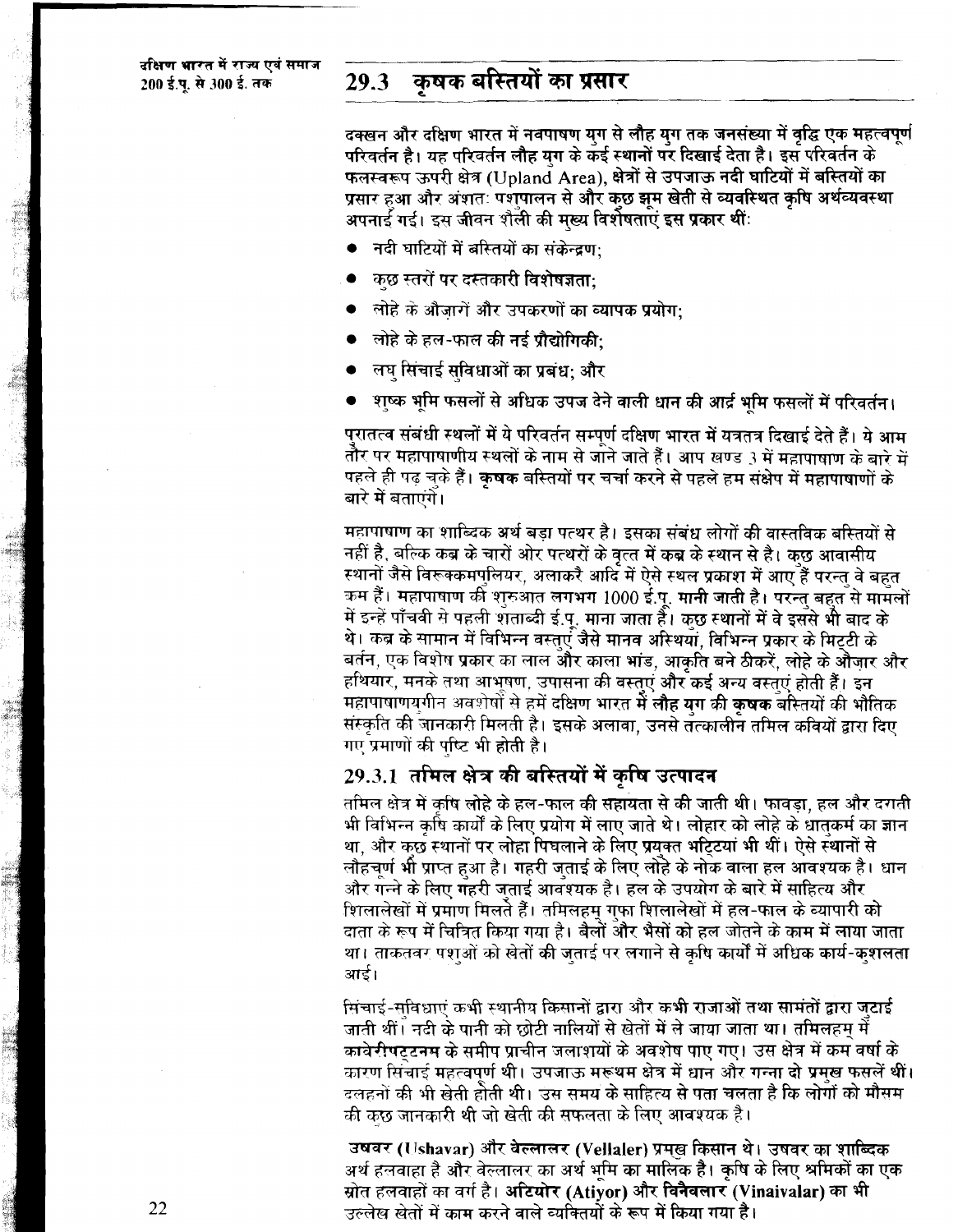## 29.3 कृषक बस्तियों का प्रसार

दक्खन और दक्षिण भारत में नवपाषण युग से लौह युग तक जनसंख्या में वृद्धि एक महत्वपूर्ण परिवर्तन है। यह परिवर्तन लौह युग के कई स्थानों पर दिखाई देता है। इस परिवर्तन के फलस्वरूप ऊपरी क्षेत्र (Upland Area), क्षेत्रों से उपजाऊ नदी घाटियों में बस्तियों का प्रसार हुआ और अंशतः पशुपालन से और कुछ झूम खेती से व्यवस्थित कृषि अर्थव्यवस्था अपनाई गई। इस जीवन शैली की मुख्य विशेषताएं इस प्रकार थीं:

- नदी घाटियों में बस्तियों का संकेन्द्रण;
- कुछ स्तरों पर दस्तकारी विशेषज्ञता;
- लोहे के औज़ारों और उपकरणों का व्यापक प्रयोग;
- लोहे के हल-फाल की नई प्रौद्योगिकी;
- लघु सिंचाई सुविधाओं का प्रबंध; और
- शुष्क भूमि फसलों से अधिक उपज देने वाली धान की आर्द्र भूमि फसलों में परिवर्तन।

पुरातत्व संबंधी स्थलों में ये परिवर्तन सम्पूर्ण दक्षिण भारत में यत्रतत्र दिखाई देते हैं। ये आम तौर पर महापाषाणीय स्थलों के नाम से जाने जाते हैं। आप खण्ड 3 में महापाषाण के बारे में पहले ही पढ़ चुके हैं। कृषक बस्तियों पर चर्चा करने से पहले हम संक्षेप में महापाषाणों के बारे में बताएंगे।

महापाषाण का शाब्दिक अर्थ बड़ा पत्थर है। इसका संबंध लोगों की वास्तविक बस्तियों से नहीं है, बल्कि कब्र के चारों ओर पत्थरों के वृत्त में कब्र के स्थान से है। कुछ आवासीय स्थानों जैसे विरुक्कमपुलियर, अलाकरै आदि में ऐसे स्थल प्रकाश में आए हैं परन्तु वे बहुत कम हैं। महापाषाण की शुरुआत लगभग 1000 ई.पू. मानी जाती है। परन्तु बहुत से मामलों में इन्हें पाँचवी से पहली शताब्दी ई.पू. माना जाता है। कुछ स्थानों में वे इससे भी बाद के थे। कब्र के सामान में विभिन्न वस्तुएं जैसे मानव अस्थियां, विभिन्न प्रकार के मिट्टी के बर्तन, एक विशेष प्रकार का लाल और काला भांड, आकृति बने ठीकरें, लोहे के औज़ार और हथियार, मनके तथा आभूषण, उपासना की वस्तुएं और कई अन्य वस्तुएं होती हैं। इन महापाषाणयुगीन अवशेषों से हमें दक्षिण भारत में लौह युग की कृषक बस्तियों की भौतिक संस्कृति की जानकारी मिलती है। इसके अलावा, उनसे तत्कालीन तमिल कवियों द्वारा दिए गए प्रमाणों की पुष्टि भी होती है।

### 29.3.1 तमिल क्षेत्र की बस्तियों में कृषि उत्पादन

तमिल क्षेत्र में कृषि लोहे के हल-फाल की सहायता से की जाती थी। फावड़ा, हल और दराती भी विभिन्न कृषि कार्यों के लिए प्रयोग में लाए जाते थे। लोहार को लोहे के धातुकर्म का ज्ञान था, और कुछ स्थानों पर लोहा पिघलाने के लिए प्रयुक्त भट्टियां भी थीं। ऐसे स्थानों से लौहचूर्ण भी प्राप्त हुआ है। गहरी जुताई के लिए लोहे के नोक वाला हल आवश्यक है। धान और गन्ने के लिए गहरी जुताई आवश्यक है। हल के उपयोग के बारे में साहित्य और शिलालेखों में प्रमाण मिलते हैं। तमिलहम् गुफा शिलालेखों में हल-फाल के व्यापारी को दाता के रूप में चित्रित किया गया है। बैलों और भैसों को हल जोतने के काम में लाया जाता था। ताकतवर पशुओं को खेतों की जुताई पर लगाने से कृषि कार्यों में अधिक कार्य-कुशलता आई।

सिंचाई-सुविधाएं कभी स्थानीय किसानों द्वारा और कभी राजाओं तथा सामंतों द्वारा जुटाई जाती थीं। नदी के पानी को छोटी नालियों से खेतों में ले जाया जाता था। तमिलहम् में **कावेरीपट्टनम** के समीप प्राचीन जलाशयों के अवशेष पाए गए। उस क्षेत्र में कम वर्षा के कारण सिंचाई महत्वपूर्ण थी। उपजाऊ मरूथम क्षेत्र में धान और गन्ना दो प्रमुख फसलें थीं। दलहनों की भी खेती होती थी। उस समय के साहित्य से पता चलता है कि लोगों को मौसम की कुछ जानकारी थी जो खेती की सफलता के लिए आवश्यक है।

**उषवर (Ushavar)** और **वेल्लालर (Vellaler)** प्रमुख किसान थे। उषवर का शाब्दिक अर्थ हलवाहा है और वेल्लालर का अर्थ भूमि का मालिक है। कृषि के लिए श्रमिकों का एक स्रोत हलवाहों का वर्ग है। **अटियोर (Atiyor)** और **विनैवलार (Vinaivalar)** का भी उल्लेख खेतों में काम करने वाले व्यक्तियों के रूप में किया गया है।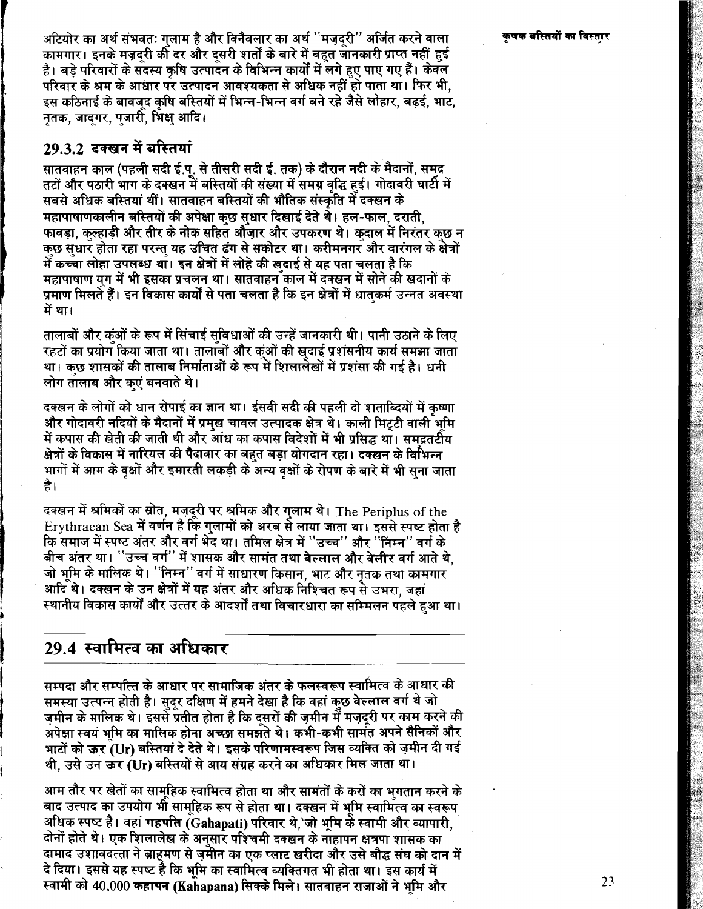अटियोर का अर्थ संभवतः गुलाम है और विनैवलार का अर्थ "मज़दूरी" अर्जित करने वाला कामगार। इनके मज़दूरी की दर और दूसरी शर्तों के बारे में बहुत जानकारी प्राप्त नहीं हुई है। बड़े परिवारों के सदस्य कृषि उत्पादन के विभिन्न कार्यों में लगे हुए पाए गए हैं। केवल परिवार के श्रम के आधार पर उत्पादन आवश्यकता से अधिक नहीं हो पाता था। फिर भी, इस कठिनाई के बावजूद कृषि बस्तियों में भिन्न-भिन्न वर्ग बने रहे जैसे लोहार, बढ़ई, भाट, नृतक, जादूगर, पुजारी, भिक्षु आदि।

### 29.3.2 दक्खन में बस्तियां

सातवाहन काल (पहली सदी ई.पू. से तीसरी सदी ई. तक) के दौरान नदी के मैदानों, समुद्र तटों और पठारी भाग के दक्खन में बस्तियों की संख्या में समग्र वृद्धि हुई। गोदावरी घाटी में सबसे अधिक बस्तियां थीं। सातवाहन बस्तियों की भौतिक संस्कृति में दक्खन के महापाषाणकालीन बस्तियों की अपेक्षा कुछ सुधार दिखाई देते थे। हल-फाल, दराती, फावड़ा, कुल्हाड़ी और तीर के नोक सहित औज़ार और उपकरण थे। कुदाल में निरंतर कुछ न कुछ सुधार होता रहा परन्तु यह उचित ढंग से सकोटर था। करीमनगर और वारंगल के क्षेत्रों में कच्चा लोहा उपलब्ध था। इन क्षेत्रों में लोहे की खुदाई से यह पता चलता है कि महापाषाण युग में भी इसका प्रचलन था। सातवाहन काल में दक्खन में सोने की खदानों के प्रमाण मिलते हैं। इन विकास कार्यों से पता चलता है कि इन क्षेत्रों में धातुकर्म उन्नत अवस्था में था।

तालाबों और कुंओं के रूप में सिंचाई सुविधाओं की उन्हें जानकारी थी। पानी उठाने के लिए रहटों का प्रयोग किया जाता था। तालाबों और कुंओं की खुदाई प्रशंसनीय कार्य समझा जाता था। कुछ शासकों की तालाब निर्माताओं के रूप में शिलालेखों में प्रशंसा की गई है। धनी लोग तालाब और कुएं बनवाते थे।

दक्खन के लोगों को धान रोपाई का ज्ञान था। ईसवी सदी की पहली दो शताब्दियों में कृष्णा और गोदावरी नदियों के मैदानों में प्रमुख चावल उत्पादक क्षेत्र थे। काली मिट्टी वाली भूमि में कपास की खेती की जाती थी और आंध का कपास विदेशों में भी प्रसिद्ध था। समुद्रतटीय क्षेत्रों के विकास में नारियल की पैदावार का बहुत बड़ा योगदान रहा। दक्खन के विभिन्न भागों में आम के वृक्षों और इमारती लकड़ी के अन्य वृक्षों के रोपण के बारे में भी सुना जाता है।

दक्खन में श्रमिकों का स्रोत, मज़दूरी पर श्रमिक और गुलाम थे। The Periplus of the Erythraean Sea में वर्णन है कि गुलामों को अरब से लाया जाता था। इससे स्पष्ट होता है कि समाज में स्पष्ट अंतर और वर्ग भेद था। तमिल क्षेत्र में "उच्च" और "निम्न" वर्ग के बीच अंतर था। "उच्च वर्ग" में शासक और सामंत तथा **वेल्लाल** और **वेलीर** वर्ग आते थे, जो भूमि के मालिक थे। "निम्न" वर्ग में साधारण किसान, भाट और नृतक तथा कामगार आदि थे। दक्खन के उन क्षेत्रों में यह अंतर और अधिक निश्चित रूप से उभरा, जहां स्थानीय विकास कार्यों और उत्तर के आदर्शों तथा विचारधारा का सम्मिलन पहले हुआ था।

## 29.4 स्वामित्व का अधिकार

सम्पदा और सम्पत्ति के आधार पर सामाजिक अंतर के फलस्वरूप स्वामित्व के आधार की समस्या उत्पन्न होती है। सुदूर दक्षिण में हमने देखा है कि वहां कुछ **वेल्लाल** वर्ग थे जो ज़मीन के मालिक थे। इससे प्रतीत होता है कि दूसरों की ज़मीन में मज़दूरी पर काम करने की अपेक्षा स्वयं भूमि का मालिक होना अच्छा समझते थे। कभी-कभी सामंत अपने सैनिकों और भाटों को **ऊर (Ur)** बस्तियां दे देते थे। इसके परिणामस्वरूप जिस व्यक्ति को ज़मीन दी गई थी, उसे उन **ऊर (Ur)** बस्तियों से आय संग्रह करने का अधिकार मिल जाता था।

आम तौर पर खेतों का सामूहिक स्वामित्व होता था और सामंतों के करों का भुगतान करने के बाद उत्पाद का उपयोग भी सामूहिक रूप से होता था। दक्खन में भूमि स्वामित्व का स्वरूप अधिक स्पष्ट है। वहां **गहपति (Gahapati)** परिवार थे, जो भूमि के स्वामी और व्यापारी, दोनों होते थे। एक शिलालेख के अनुसार पश्चिमी दक्खन के नाहापन क्षत्रपा शासक का दामाद उशावदत्ता ने ब्राह्मण से ज़मीन का एक प्लाट खरीदा और उसे बौद्ध संघ को दान में दे दिया। इससे यह स्पष्ट है कि भूमि का स्वामित्व व्यक्तिगत भी होता था। इस कार्य में स्वामी को 40,000 **कहापन (Kahapana)** सिक्के मिले। सातवाहन राजाओं ने भूमि और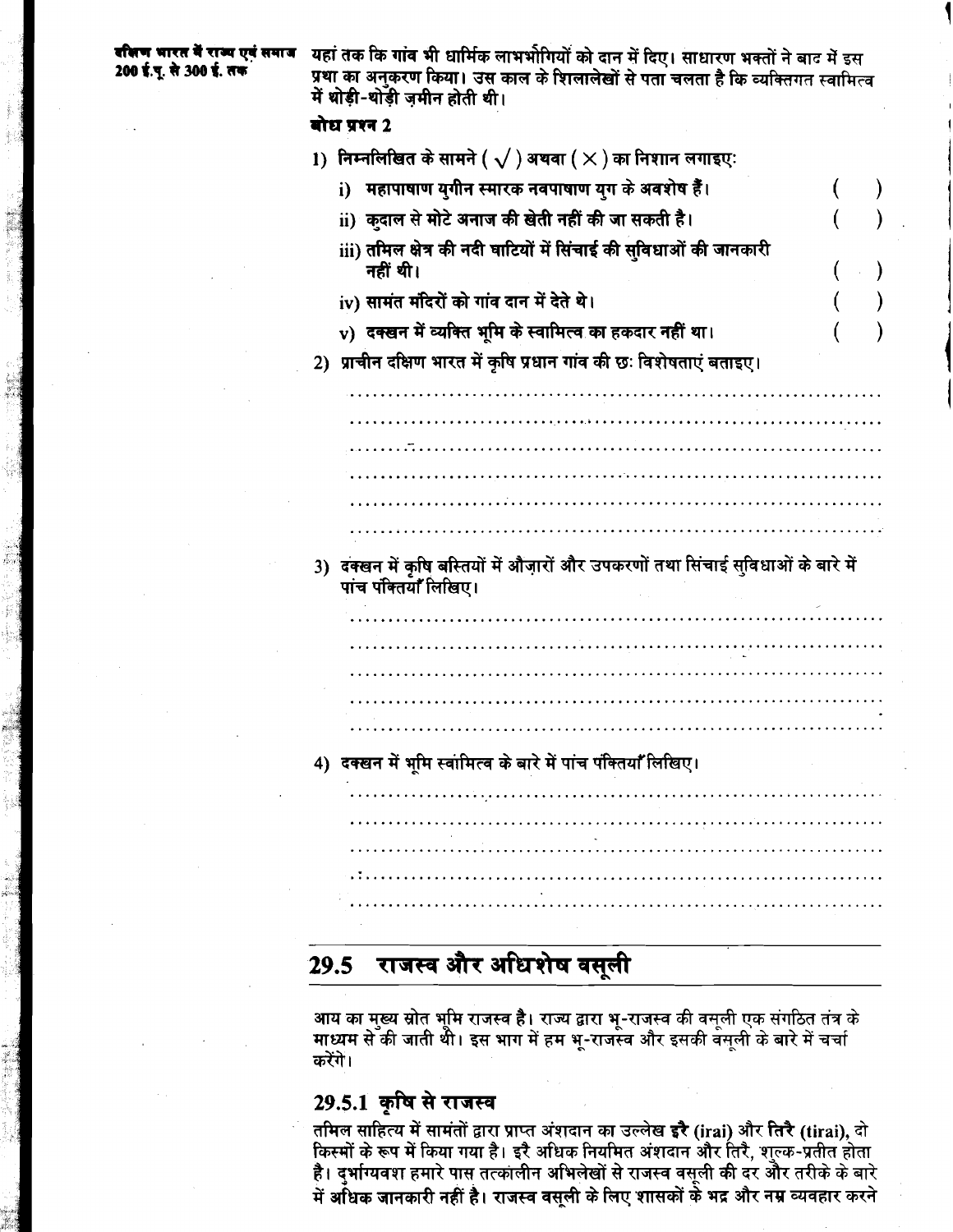यहां तक कि गांव भी धार्मिक लाभभोगियों को दान में दिए। साधारण भक्तों ने बाद में इस प्रथा का अनुकरण किया। उस काल के शिलालेखों से पता चलता है कि व्यक्तिगत स्वामित्व में थोड़ी-थोड़ी ज़मीन होती थी।

**बोध प्रश्न 2**

1) निम्नलिखित के सामने ( √ ) अथवा ( × ) का निशान लगाइए:

   i) महापाषाण युगीन स्मारक नवपाषाण युग के अवशेष हैं। ( )

   ii) कुदाल से मोटे अनाज की खेती नहीं की जा सकती है। ( )

   iii) तमिल क्षेत्र की नदी घाटियों में सिंचाई की सुविधाओं की जानकारी नहीं थी। ( )

   iv) सामंत मंदिरों को गांव दान में देते थे। ( )

   v) दक्खन में व्यक्ति भूमि के स्वामित्व का हकदार नहीं था। ( )

2) प्राचीन दक्षिण भारत में कृषि प्रधान गांव की छः विशेषताएं बताइए।

..................................................................

..................................................................

..................................................................

..................................................................

..................................................................

..................................................................

3) दक्खन में कृषि बस्तियों में औज़ारों और उपकरणों तथा सिंचाई सुविधाओं के बारे में पांच पंक्तियाँ लिखिए।

..................................................................

..................................................................

..................................................................

..................................................................

..................................................................

4) दक्खन में भूमि स्वामित्व के बारे में पांच पंक्तियाँ लिखिए।

..................................................................

..................................................................

..................................................................

..................................................................

..................................................................

## 29.5 राजस्व और अधिशेष वसूली

आय का मुख्य स्रोत भूमि राजस्व है। राज्य द्वारा भू-राजस्व की वसूली एक संगठित तंत्र के माध्यम से की जाती थी। इस भाग में हम भू-राजस्व और इसकी वसूली के बारे में चर्चा करेंगे।

### 29.5.1 कृषि से राजस्व

तमिल साहित्य में सामंतों द्वारा प्राप्त अंशदान का उल्लेख **इरै** (irai) और **तिरै** (tirai), दो किस्मों के रूप में किया गया है। इरै अधिक नियमित अंशदान और तिरै, शुल्क-प्रतीत होता है। दुर्भाग्यवश हमारे पास तत्कालीन अभिलेखों से राजस्व वसूली की दर और तरीके के बारे में अधिक जानकारी नहीं है। राजस्व वसूली के लिए शासकों के भद्र और नम्र व्यवहार करने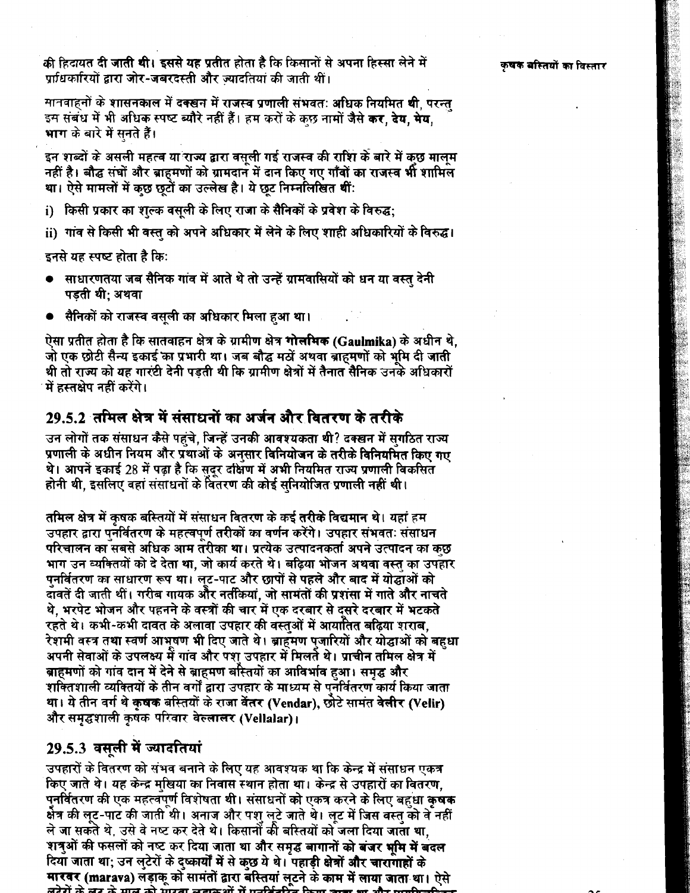की हिदायत दी जाती थी। इससे यह प्रतीत होता है कि किसानों से अपना हिस्सा लेने में प्राधिकारियों द्वारा जोर-जबरदस्ती और ज़्यादतियां की जाती थीं।

सातवाहनों के शासनकाल में दक्खन में राजस्व प्रणाली संभवतः अधिक नियमित थी, परन्तु इस संबंध में भी अधिक स्पष्ट ब्यौरे नहीं हैं। हम करों के कुछ नामों जैसे **कर**, **देय**, **मेय**, **भाग** के बारे में सुनते हैं।

इन शब्दों के असली महत्व या राज्य द्वारा वसूली गई राजस्व की राशि के बारे में कुछ मालूम नहीं है। बौद्ध संघों और ब्राह्मणों को ग्रामदान में दान किए गए गाँवों का राजस्व भी शामिल था। ऐसे मामलों में कुछ छूटों का उल्लेख है। ये छूट निम्नलिखित थीं:

i) किसी प्रकार का शुल्क वसूली के लिए राजा के सैनिकों के प्रवेश के विरुद्ध;

ii) गांव से किसी भी वस्तु को अपने अधिकार में लेने के लिए शाही अधिकारियों के विरुद्ध।

इनसे यह स्पष्ट होता है कि:

- साधारणतया जब सैनिक गांव में आते थे तो उन्हें ग्रामवासियों को धन या वस्तु देनी पड़ती थी; अथवा
- सैनिकों को राजस्व वसूली का अधिकार मिला हुआ था।

ऐसा प्रतीत होता है कि सातवाहन क्षेत्र के ग्रामीण क्षेत्र **गोलमिक (Gaulmika)** के अधीन थे, जो एक छोटी सैन्य इकाई का प्रभारी था। जब बौद्ध मठों अथवा ब्राह्मणों को भूमि दी जाती थी तो राज्य को यह गारंटी देनी पड़ती थी कि ग्रामीण क्षेत्रों में तैनात सैनिक उनके अधिकारों में हस्तक्षेप नहीं करेंगे।

### 29.5.2 तमिल क्षेत्र में संसाधनों का अर्जन और वितरण के तरीके

उन लोगों तक संसाधन कैसे पहुंचे, जिन्हें उनकी आवश्यकता थी? दक्खन में सुगठित राज्य प्रणाली के अधीन नियम और प्रथाओं के अनुसार विनियोजन के तरीके विनियमित किए गए थे। आपने इकाई 28 में पढ़ा है कि सुदूर दक्षिण में अभी नियमित राज्य प्रणाली विकसित होनी थी, इसलिए वहां संसाधनों के वितरण की कोई सुनियोजित प्रणाली नहीं थी।

तमिल क्षेत्र में कृषक बस्तियों में संसाधन वितरण के कई तरीके विद्यमान थे। यहां हम उपहार द्वारा पुनर्वितरण के महत्वपूर्ण तरीकों का वर्णन करेंगे। उपहार संभवतः संसाधन परिचालन का सबसे अधिक आम तरीका था। प्रत्येक उत्पादनकर्ता अपने उत्पादन का कुछ भाग उन व्यक्तियों को दे देता था, जो कार्य करते थे। बढ़िया भोजन अथवा वस्तु का उपहार पुनर्वितरण का साधारण रूप था। लूट-पाट और छापों से पहले और बाद में योद्धाओं को दावतें दी जाती थीं। गरीब गायक और नर्तकियां, जो सामंतों की प्रशंसा में गाते और नाचते थे, भरपेट भोजन और पहनने के वस्त्रों की चाह में एक दरबार से दूसरे दरबार में भटकते रहते थे। कभी-कभी दावत के अलावा उपहार की वस्तुओं में आयातित बढ़िया शराब, रेशमी वस्त्र तथा स्वर्ण आभूषण भी दिए जाते थे। ब्राह्मण पुजारियों और योद्धाओं को बहुधा अपनी सेवाओं के उपलक्ष्य में गांव और पशु उपहार में मिलते थे। प्राचीन तमिल क्षेत्र में ब्राह्मणों को गांव दान में देने से ब्राह्मण बस्तियों का आविर्भाव हुआ। समृद्ध और शक्तिशाली व्यक्तियों के तीन वर्गों द्वारा उपहार के माध्यम से पुनर्वितरण कार्य किया जाता था। ये तीन वर्ग थे **कृषक** बस्तियों के राजा **वेंतर (Vendar)**, छोटे सामंत **वेलीर (Velir)** और समृद्धशाली कृषक परिवार **वेल्लालर (Vellalar)**।

### 29.5.3 वसूली में ज़्यादतियां

उपहारों के वितरण को संभव बनाने के लिए यह आवश्यक था कि केन्द्र में संसाधन एकत्र किए जाते थे। यह केन्द्र मुखिया का निवास स्थान होता था। केन्द्र से उपहारों का वितरण, पुनर्वितरण की एक महत्वपूर्ण विशेषता थी। संसाधनों को एकत्र करने के लिए बहुधा **कृषक** क्षेत्र की लूट-पाट की जाती थी। अनाज और पशु लूटे जाते थे। लूट में जिस वस्तु को वे नहीं ले जा सकते थे, उसे वे नष्ट कर देते थे। किसानों की बस्तियों को जला दिया जाता था, शत्रुओं की फसलों को नष्ट कर दिया जाता था और समृद्ध बागानों को बंजर भूमि में बदल दिया जाता था; उन लुटेरों के दुष्कार्यों में से कुछ ये थे। पहाड़ी क्षेत्रों और चारागाहों के **मारवर (marava)** लड़ाकू को सामंतों द्वारा बस्तियां लूटने के काम में लाया जाता था। ऐसे लुटेरों के लूट के माल को मारवा लड़ाकुओं में पुनर्वितरित किया जाता था और पराजित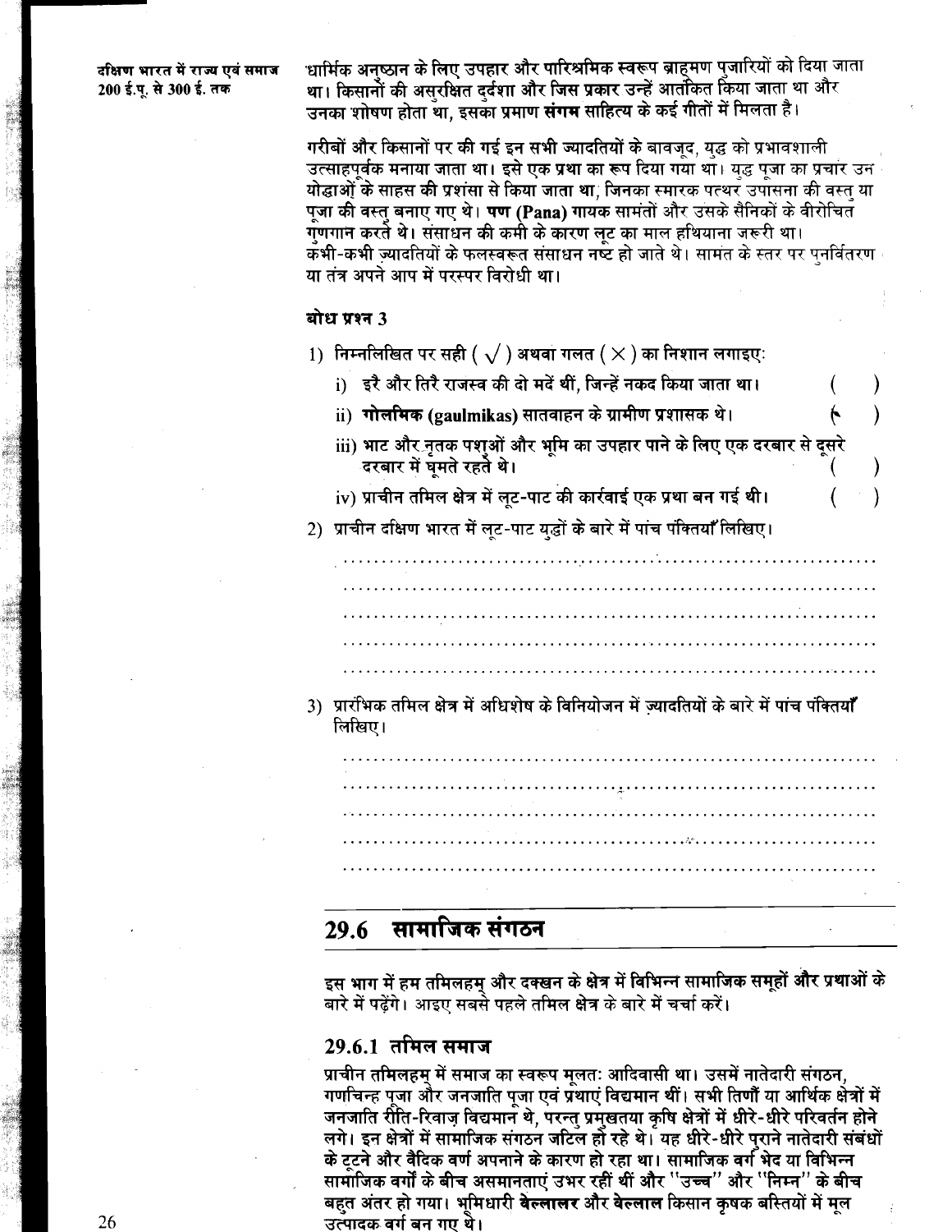धार्मिक अनुष्ठान के लिए उपहार और पारिश्रमिक स्वरूप ब्राह्मण पुजारियों को दिया जाता था। किसानों की असुरक्षित दुर्दशा और जिस प्रकार उन्हें आतंकित किया जाता था और उनका शोषण होता था, इसका प्रमाण **संगम** साहित्य के कई गीतों में मिलता है।

गरीबों और किसानों पर की गई इन सभी ज्यादतियों के बावजूद, युद्ध को प्रभावशाली उत्साहपूर्वक मनाया जाता था। इसे एक प्रथा का रूप दिया गया था। युद्ध पूजा का प्रचार उन योद्धाओं के साहस की प्रशंसा से किया जाता था, जिनका स्मारक पत्थर उपासना की वस्तु या पूजा की वस्तु बनाए गए थे। **पण (Pana)** गायक सामंतों और उसके सैनिकों के वीरोचित गुणगान करते थे। संसाधन की कमी के कारण लूट का माल हथियाना जरूरी था। कभी-कभी ज्यादतियों के फलस्वरूत संसाधन नष्ट हो जाते थे। सामंत के स्तर पर पुनर्वितरण या तंत्र अपने आप में परस्पर विरोधी था।

### बोध प्रश्न 3

1) निम्नलिखित पर सही ( ✓ ) अथवा गलत ( × ) का निशान लगाइए:

   i) इरै और तिरै राजस्व की दो मदें थीं, जिन्हें नकद किया जाता था। ( )

   ii) **गोलमिक (gaulmikas)** सातवाहन के ग्रामीण प्रशासक थे। ( )

   iii) भाट और नृतक पशुओं और भूमि का उपहार पाने के लिए एक दरबार से दूसरे दरबार में घूमते रहते थे। ( )

   iv) प्राचीन तमिल क्षेत्र में लूट-पाट की कार्रवाई एक प्रथा बन गई थी। ( )

2) प्राचीन दक्षिण भारत में लूट-पाट युद्धों के बारे में पांच पंक्तियाँ लिखिए।

   ...................................................................

   ...................................................................

   ...................................................................

   ...................................................................

   ...................................................................

3) प्रारंभिक तमिल क्षेत्र में अधिशेष के विनियोजन में ज़्यादतियों के बारे में पांच पंक्तियाँ लिखिए।

   ...................................................................

   ...................................................................

   ...................................................................

   ...................................................................

   ...................................................................

## 29.6 सामाजिक संगठन

इस भाग में हम तमिलहम् और दक्खन के क्षेत्र में विभिन्न सामाजिक समूहों और प्रथाओं के बारे में पढ़ेंगे। आइए सबसे पहले तमिल क्षेत्र के बारे में चर्चा करें।

### 29.6.1 तमिल समाज

प्राचीन तमिलहम् में समाज का स्वरूप मूलतः आदिवासी था। उसमें नातेदारी संगठन, गणचिन्ह पूजा और जनजाति पूजा एवं प्रथाएं विद्यमान थीं। सभी तिणौं या आर्थिक क्षेत्रों में जनजाति रीति-रिवाज़ विद्यमान थे, परन्तु प्रमुखतया कृषि क्षेत्रों में धीरे-धीरे परिवर्तन होने लगे। इन क्षेत्रों में सामाजिक संगठन जटिल हो रहे थे। यह धीरे-धीरे पुराने नातेदारी संबंधों के टूटने और वैदिक वर्ण अपनाने के कारण हो रहा था। सामाजिक वर्ग भेद या विभिन्न सामाजिक वर्गों के बीच असमानताएं उभर रहीं थीं और "उच्च" और "निम्न" के बीच बहुत अंतर हो गया। भूमिधारी **वेल्लालर** और **वेल्लाल** किसान कृषक बस्तियों में मूल उत्पादक वर्ग बन गए थे।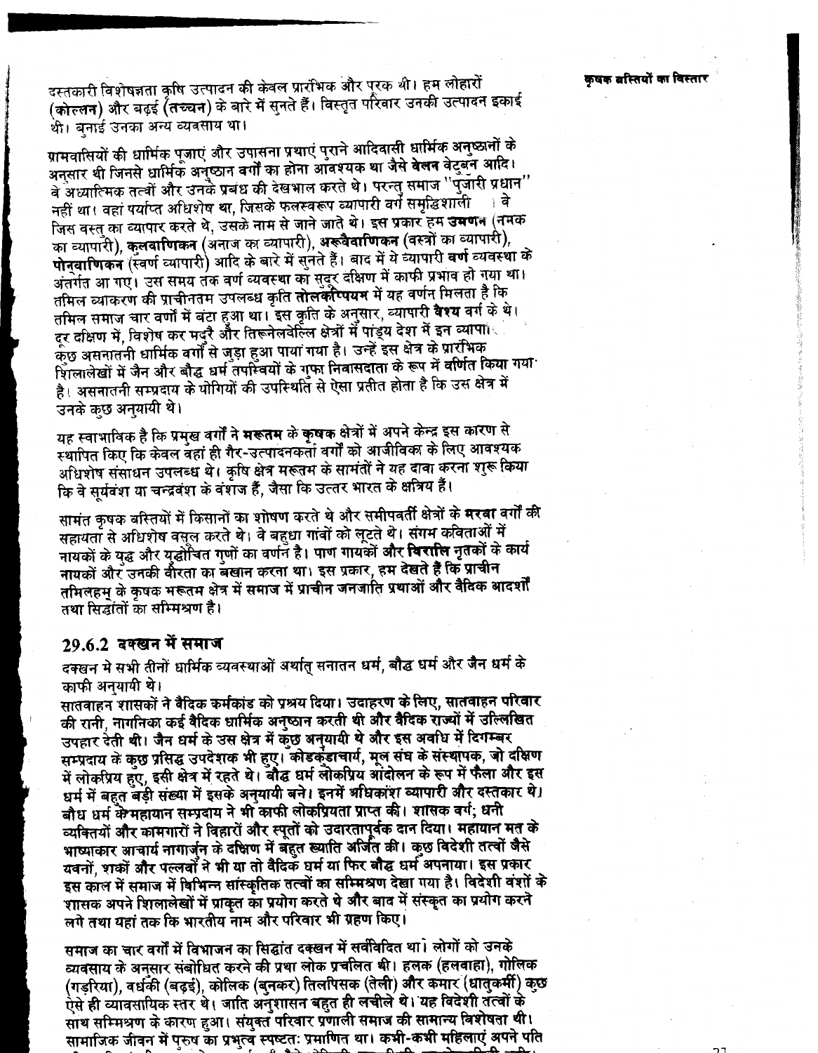दस्तकारी विशेषज्ञता कृषि उत्पादन की केवल प्रारंभिक और पूरक थी। हम लोहारों (**कोल्लन**) और बढ़ई (**तच्चन**) के बारे में सुनते हैं। विस्तृत परिवार उनकी उत्पादन इकाई थी। बुनाई उनका अन्य व्यवसाय था।

ग्रामवासियों की धार्मिक पूजाएं और उपासना प्रथाएं पुराने आदिवासी धार्मिक अनुष्ठानों के अनुसार थी जिनसे धार्मिक अनुष्ठान वर्गों का होना आवश्यक था जैसे **वेलन** वेटुवन आदि। वे अध्यात्मिक तत्वों और उनके प्रबंध की देखभाल करते थे। परन्तु समाज "पुजारी प्रधान" नहीं था। वहां पर्याप्त अधिशेष था, जिसके फलस्वरूप व्यापारी वर्ग समृद्धिशाली था। वे जिस वस्तु का व्यापार करते थे, उसके नाम से जाने जाते थे। इस प्रकार हम **उमणन** (नमक का व्यापारी), **कुलवाणिकन** (अनाज का व्यापारी), **अरूवैवाणिकन** (वस्त्रों का व्यापारी), **पोनवाणिकन** (स्वर्ण व्यापारी) आदि के बारे में सुनते हैं। बाद में ये व्यापारी **वर्ण** व्यवस्था के अंतर्गत आ गए। उस समय तक वर्ण व्यवस्था का सुदूर दक्षिण में काफी प्रभाव हो गया था। तमिल व्याकरण की प्राचीनतम उपलब्ध कृति **तोलकप्पियम** में यह वर्णन मिलता है कि तमिल समाज चार वर्णों में बंटा हुआ था। इस कृति के अनुसार, व्यापारी **वैश्य** वर्ग के थे। दूर दक्षिण में, विशेष कर मदुरै और तिरूनेलवेल्लि क्षेत्रों में पांड्य देश में इन व्यापारि कुछ असनातनी धार्मिक वर्गों से जुड़ा हुआ पाया गया है। उन्हें इस क्षेत्र के प्रारंभिक शिलालेखों में जैन और बौद्ध धर्म तपस्वियों के गुफा निवासदाता के रूप में वर्णित किया गया है। असनातनी सम्प्रदाय के योगियों की उपस्थिति से ऐसा प्रतीत होता है कि उस क्षेत्र में उनके कुछ अनुयायी थे।

यह स्वाभाविक है कि प्रमुख वर्गों ने **मरूतम** के **कृषक** क्षेत्रों में अपने केन्द्र इस कारण से स्थापित किए कि केवल वहां ही गैर-उत्पादनकर्ता वर्गों को आजीविका के लिए आवश्यक अधिशेष संसाधन उपलब्ध थे। कृषि क्षेत्र मरूतम के सामंतों ने यह दावा करना शुरू किया कि वे सूर्यवंश या चन्द्रवंश के वंशज हैं, जैसा कि उत्तर भारत के क्षत्रिय हैं।

सामंत कृषक बस्तियों में किसानों का शोषण करते थे और समीपवर्ती क्षेत्रों के **मरवा** वर्गों की सहायता से अधिशेष वसूल करते थे। वे बहुधा गांवों को लूटते थे। संगम कविताओं में नायकों के युद्ध और युद्धोचित गुणों का वर्णन है। पाण गायकों और **विरालि** नृतकों के कार्य नायकों और उनकी वीरता का बखान करना था। इस प्रकार, हम देखते हैं कि प्राचीन तमिलहम् के कृषक मरूतम क्षेत्र में समाज में प्राचीन जनजाति प्रथाओं और वैदिक आदर्शों तथा सिद्धांतों का सम्मिश्रण है।

### 29.6.2 दक्खन में समाज

दक्खन में सभी तीनों धार्मिक व्यवस्थाओं अर्थात् सनातन धर्म, बौद्ध धर्म और जैन धर्म के काफी अनुयायी थे।

सातवाहन शासकों ने वैदिक कर्मकांड को प्रश्रय दिया। उदाहरण के लिए, सातवाहन परिवार की रानी, नागनिका कई वैदिक धार्मिक अनुष्ठान करती थी और वैदिक राज्यों में उल्लिखित उपहार देती थी। जैन धर्म के उस क्षेत्र में कुछ अनुयायी थे और इस अवधि में दिगम्बर सम्प्रदाय के कुछ प्रसिद्ध उपदेशक भी हुए। कोडकुंडाचार्य, मूल संघ के संस्थापक, जो दक्षिण में लोकप्रिय हुए, इसी क्षेत्र में रहते थे। बौद्ध धर्म लोकप्रिय आंदोलन के रूप में फैला और इस धर्म में बहुत बड़ी संख्या में इसके अनुयायी बने। इनमें अधिकांश व्यापारी और दस्तकार थे। बौध धर्म के महायान सम्प्रदाय ने भी काफी लोकप्रियता प्राप्त की। शासक वर्ग; धनी व्यक्तियों और कामगारों ने विहारों और स्तूपों को उदारतापूर्वक दान दिया। महायान मत के भाष्याकार आचार्य नागार्जुन के दक्षिण में बहुत ख्याति अर्जित की। कुछ विदेशी तत्वों जैसे यवनों, शकों और पल्लवों ने भी या तो वैदिक धर्म या फिर बौद्ध धर्म अपनाया। इस प्रकार इस काल में समाज में विभिन्न सांस्कृतिक तत्वों का सम्मिश्रण देखा गया है। विदेशी वंशों के शासक अपने शिलालेखों में प्राकृत का प्रयोग करते थे और बाद में संस्कृत का प्रयोग करने लगे तथा यहां तक कि भारतीय नाम और परिवार भी ग्रहण किए।

समाज का चार वर्णों में विभाजन का सिद्धांत दक्खन में सर्वविदित था। लोगों को उनके व्यवसाय के अनुसार संबोधित करने की प्रथा लोक प्रचलित थी। हलक (हलवाहा), गोलिक (गड़रिया), वर्धकी (बढ़ई), कोलिक (बुनकर) तिलपिसक (तेली) और कमार (धातुकर्मी) कुछ ऐसे ही व्यावसायिक स्तर थे। जाति अनुशासन बहुत ही लचीले थे। यह विदेशी तत्वों के साथ सम्मिश्रण के कारण हुआ। संयुक्त परिवार प्रणाली समाज की सामान्य विशेषता थी। सामाजिक जीवन में पुरुष का प्रभुत्व स्पष्टतः प्रमाणित था। कभी-कभी महिलाएं अपने पति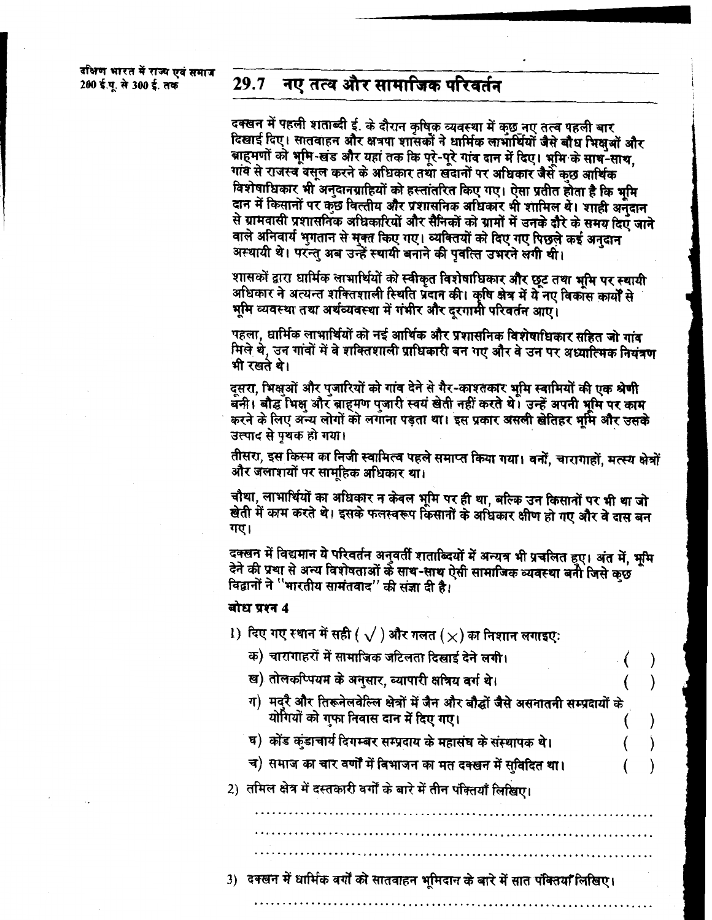## 29.7 नए तत्व और सामाजिक परिवर्तन

दक्खन में पहली शताब्दी ई. के दौरान कृषिक व्यवस्था में कुछ नए तत्व पहली बार दिखाई दिए। सातवाहन और क्षत्रपा शासकों ने धार्मिक लाभार्थियों जैसे बौध भिक्षुओं और ब्राह्मणों को भूमि-खंड और यहां तक कि पूरे-पूरे गांव दान में दिए। भूमि के साथ-साथ, गांव से राजस्व वसूल करने के अधिकार तथा खदानों पर अधिकार जैसे कुछ आर्थिक विशेषाधिकार भी अनुदानग्राहियों को हस्तांतरित किए गए। ऐसा प्रतीत होता है कि भूमि दान में किसानों पर कुछ वित्तीय और प्रशासनिक अधिकार भी शामिल थे। शाही अनुदान से ग्रामवासी प्रशासनिक अधिकारियों और सैनिकों को ग्रामों में उनके दौरे के समय दिए जाने वाले अनिवार्य भुगतान से मुक्त किए गए। व्यक्तियों को दिए गए पिछले कई अनुदान अस्थायी थे। परन्तु अब उन्हें स्थायी बनाने की प्रवृत्ति उभरने लगी थी।

शासकों द्वारा धार्मिक लाभार्थियों को स्वीकृत विशेषाधिकार और छूट तथा भूमि पर स्थायी अधिकार ने अत्यन्त शक्तिशाली स्थिति प्रदान की। कृषि क्षेत्र में ये नए विकास कार्यों से भूमि व्यवस्था तथा अर्थव्यवस्था में गंभीर और दूरगामी परिवर्तन आए।

पहला, धार्मिक लाभार्थियों को नई आर्थिक और प्रशासनिक विशेषाधिकार सहित जो गांव मिले थे, उन गांवों में वे शक्तिशाली प्राधिकारी बन गए और वे उन पर अध्यात्मिक नियंत्रण भी रखते थे।

दूसरा, भिक्षुओं और पुजारियों को गांव देने से गैर-काश्तकार भूमि स्वामियों की एक श्रेणी बनी। बौद्ध भिक्षु और ब्राह्मण पुजारी स्वयं खेती नहीं करते थे। उन्हें अपनी भूमि पर काम करने के लिए अन्य लोगों को लगाना पड़ता था। इस प्रकार असली खेतिहर भूमि और उसके उत्पाद से पृथक हो गया।

तीसरा, इस किस्म का निजी स्वामित्व पहले समाप्त किया गया। वनों, चारागाहों, मत्स्य क्षेत्रों और जलाशयों पर सामूहिक अधिकार था।

चौथा, लाभार्थियों का अधिकार न केवल भूमि पर ही था, बल्कि उन किसानों पर भी था जो खेती में काम करते थे। इसके फलस्वरूप किसानों के अधिकार क्षीण हो गए और वे दास बन गए।

दक्खन में विद्यमान ये परिवर्तन अनुवर्ती शताब्दियों में अन्यत्र भी प्रचलित हुए। अंत में, भूमि देने की प्रथा से अन्य विशेषताओं के साथ-साथ ऐसी सामाजिक व्यवस्था बनी जिसे कुछ विद्वानों ने "भारतीय सामंतवाद" की संज्ञा दी है।

### बोध प्रश्न 4

1) दिए गए स्थान में सही ( √ ) और गलत (×) का निशान लगाइए:

   क) चारागाहरों में सामाजिक जटिलता दिखाई देने लगी। ( )

   ख) तोलकप्पियम के अनुसार, व्यापारी क्षत्रिय वर्ग थे। ( )

   ग) मदुरै और तिरूनेलवेल्लि क्षेत्रों में जैन और बौद्धों जैसे असनातनी सम्प्रदायों के योगियों को गुफा निवास दान में दिए गए। ( )

   घ) कोंड कुंडाचार्य दिगम्बर सम्प्रदाय के महासंघ के संस्थापक थे। ( )

   च) समाज का चार वर्णों में विभाजन का मत दक्खन में सुविदित था। ( )

2) तमिल क्षेत्र में दस्तकारी वर्गों के बारे में तीन पंक्तियाँ लिखिए।

..............................................................................

..............................................................................

..............................................................................

3) दक्खन में धार्मिक वर्गों को सातवाहन भूमिदान के बारे में सात पंक्तियाँ लिखिए।

..............................................................................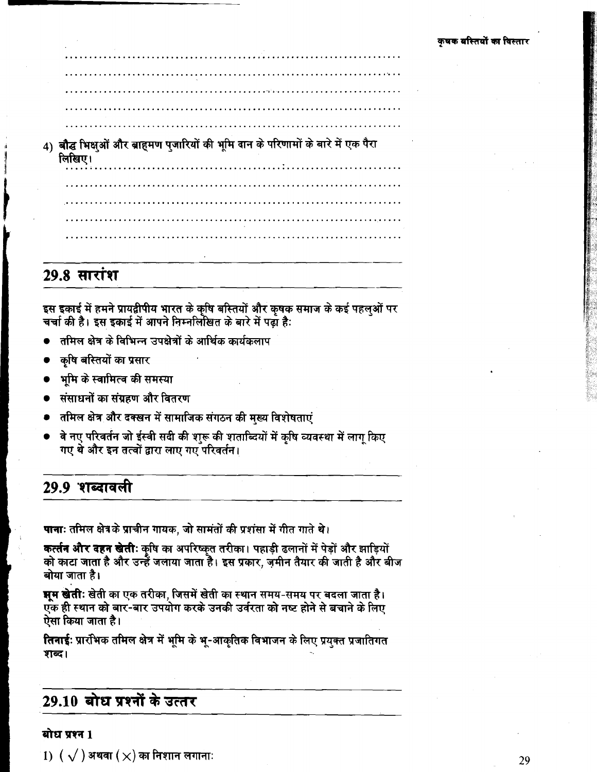4) बौद्ध भिक्षुओं और ब्राह्मण पुजारियों की भूमि दान के परिणामों के बारे में एक पैरा लिखिए।

## 29.8 सारांश

इस इकाई में हमने प्रायद्वीपीय भारत के कृषि बस्तियों और कृषक समाज के कई पहलुओं पर चर्चा की है। इस इकाई में आपने निम्नलिखित के बारे में पढ़ा है:

- तमिल क्षेत्र के विभिन्न उपक्षेत्रों के आर्थिक कार्यकलाप
- कृषि बस्तियों का प्रसार
- भूमि के स्वामित्व की समस्या
- संसाधनों का संग्रहण और वितरण
- तमिल क्षेत्र और दक्खन में सामाजिक संगठन की मुख्य विशेषताएं
- वे नए परिवर्तन जो ईस्वी सदी की शुरू की शताब्दियों में कृषि व्यवस्था में लागू किए गए थे और इन तत्वों द्वारा लाए गए परिवर्तन।

## 29.9 शब्दावली

**पाना:** तमिल क्षेत्र के प्राचीन गायक, जो सामंतों की प्रशंसा में गीत गाते थे।

**कर्त्तन और दहन खेती:** कृषि का अपरिष्कृत तरीका। पहाड़ी ढलानों में पेड़ों और झाड़ियों को काटा जाता है और उन्हें जलाया जाता है। इस प्रकार, ज़मीन तैयार की जाती है और बीज बोया जाता है।

**झूम खेती:** खेती का एक तरीका, जिसमें खेती का स्थान समय-समय पर बदला जाता है। एक ही स्थान को बार-बार उपयोग करके उनकी उर्वरता को नष्ट होने से बचाने के लिए ऐसा किया जाता है।

**तिनाई:** प्रारंभिक तमिल क्षेत्र में भूमि के भू-आकृतिक विभाजन के लिए प्रयुक्त प्रजातिगत शब्द।

## 29.10 बोध प्रश्नों के उत्तर

**बोध प्रश्न 1**

1) ( ✓ ) अथवा ( × ) का निशान लगाना: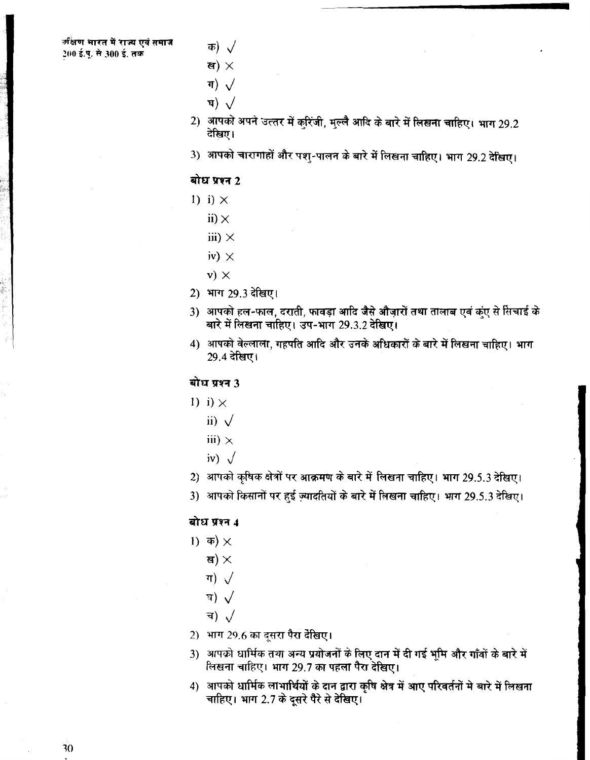क) √

ख) ×

ग) √

घ) √

2) आपको अपने उत्तर में कुरिंजी, मुल्लै आदि के बारे में लिखना चाहिए। भाग 29.2 देखिए।

3) आपको चारागाहों और पशु-पालन के बारे में लिखना चाहिए। भाग 29.2 देखिए।

**बोध प्रश्न 2**

1) i) ×

   ii) ×

   iii) ×

   iv) ×

   v) ×

2) भाग 29.3 देखिए।

3) आपको हल-फाल, दराती, फावड़ा आदि जैसे औज़ारों तथा तालाब एवं कुंए से सिंचाई के बारे में लिखना चाहिए। उप-भाग 29.3.2 देखिए।

4) आपको वेल्लाला, गहपति आदि और उनके अधिकारों के बारे में लिखना चाहिए। भाग 29.4 देखिए।

**बोध प्रश्न 3**

1) i) ×

   ii) √

   iii) ×

   iv) √

2) आपको कृषिक क्षेत्रों पर आक्रमण के बारे में लिखना चाहिए। भाग 29.5.3 देखिए।

3) आपको किसानों पर हुई ज़्यादतियों के बारे में लिखना चाहिए। भाग 29.5.3 देखिए।

**बोध प्रश्न 4**

1) क) ×

   ख) ×

   ग) √

   घ) √

   च) √

2) भाग 29.6 का दूसरा पैरा देखिए।

3) आपको धार्मिक तथा अन्य प्रयोजनों के लिए दान में दी गई भूमि और गाँवों के बारे में लिखना चाहिए। भाग 29.7 का पहला पैरा देखिए।

4) आपको धार्मिक लाभार्थियों के दान द्वारा कृषि क्षेत्र में आए परिवर्तनों मे बारे में लिखना चाहिए। भाग 2.7 के दूसरे पैरे से देखिए।